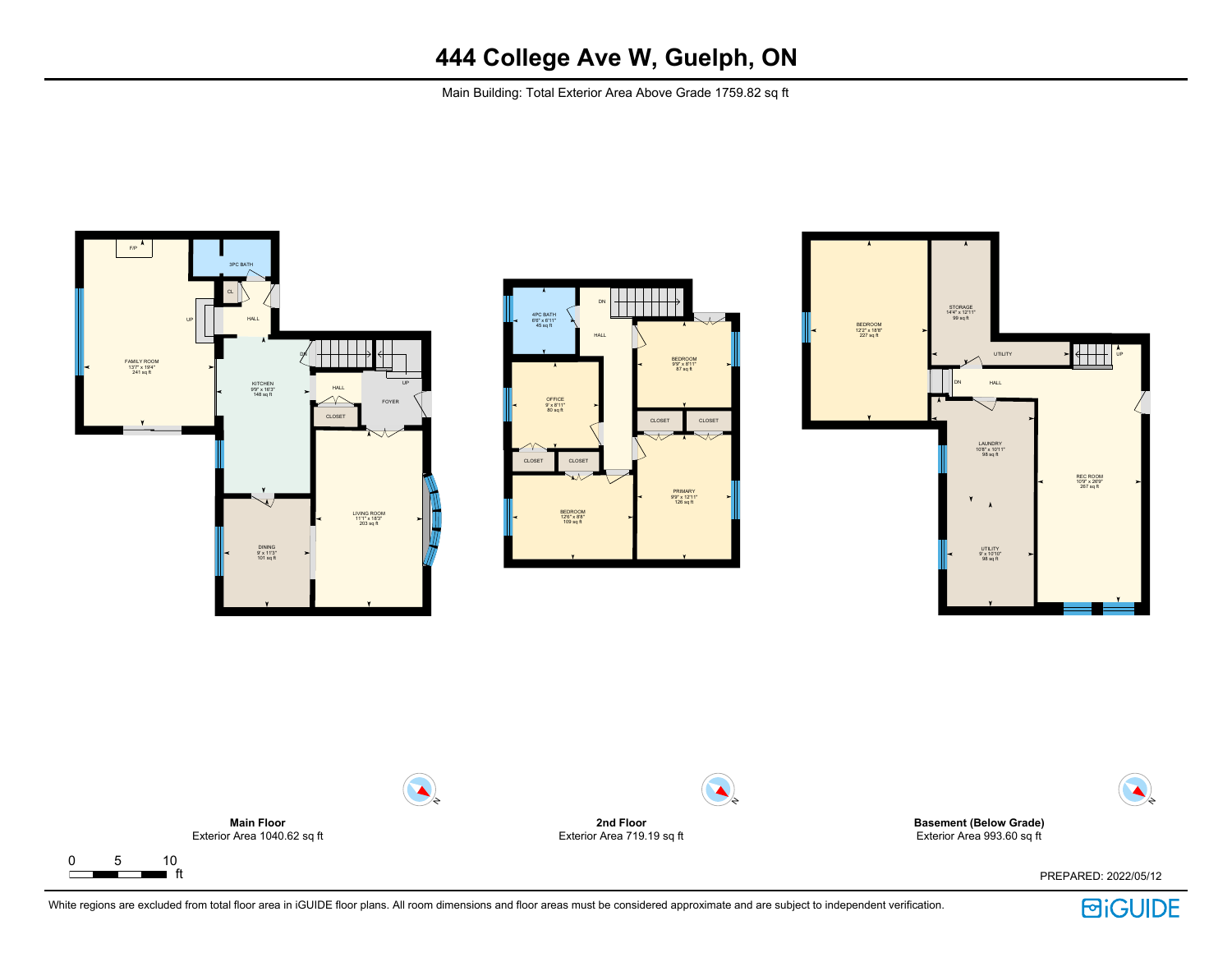# 444 College Ave W, Guelph, ON

Main Building: Total Exterior Area Above Grade 1759.82 sq ft

## Main Floor

Exterior Area 1040.62 sq ft

- F/P
- 3PC BATH
- CL
- HALL
- UP
- FAMILY ROOM 13'7" x 19'4" 241 sq ft
- KITCHEN 9'9" x 16'3" 148 sq ft
- DN
- HALL
- UP
- FOYER
- CLOSET
- DINING 9' x 11'3" 101 sq ft
- LIVING ROOM 11'1" x 18'3" 203 sq ft

## 2nd Floor

Exterior Area 719.19 sq ft

- 4PC BATH 6'6" x 6'11" 45 sq ft
- DN
- HALL
- BEDROOM 9'9" x 8'11" 87 sq ft
- OFFICE 9' x 8'11" 80 sq ft
- CLOSET
- CLOSET
- CLOSET
- CLOSET
- BEDROOM 12'6" x 8'8" 109 sq ft
- PRIMARY 9'9" x 12'11" 126 sq ft

## Basement (Below Grade)

Exterior Area 993.60 sq ft

- BEDROOM 12'2" x 18'8" 227 sq ft
- STORAGE 14'4" x 12'11" 99 sq ft
- UTILITY
- UP
- DN
- HALL
- LAUNDRY 10'8" x 10'11" 98 sq ft
- REC ROOM 10'9" x 26'9" 267 sq ft
- UTILITY 9' x 10'10" 98 sq ft

0 5 10 ft

PREPARED: 2022/05/12

White regions are excluded from total floor area in iGUIDE floor plans. All room dimensions and floor areas must be considered approximate and are subject to independent verification.

iGUIDE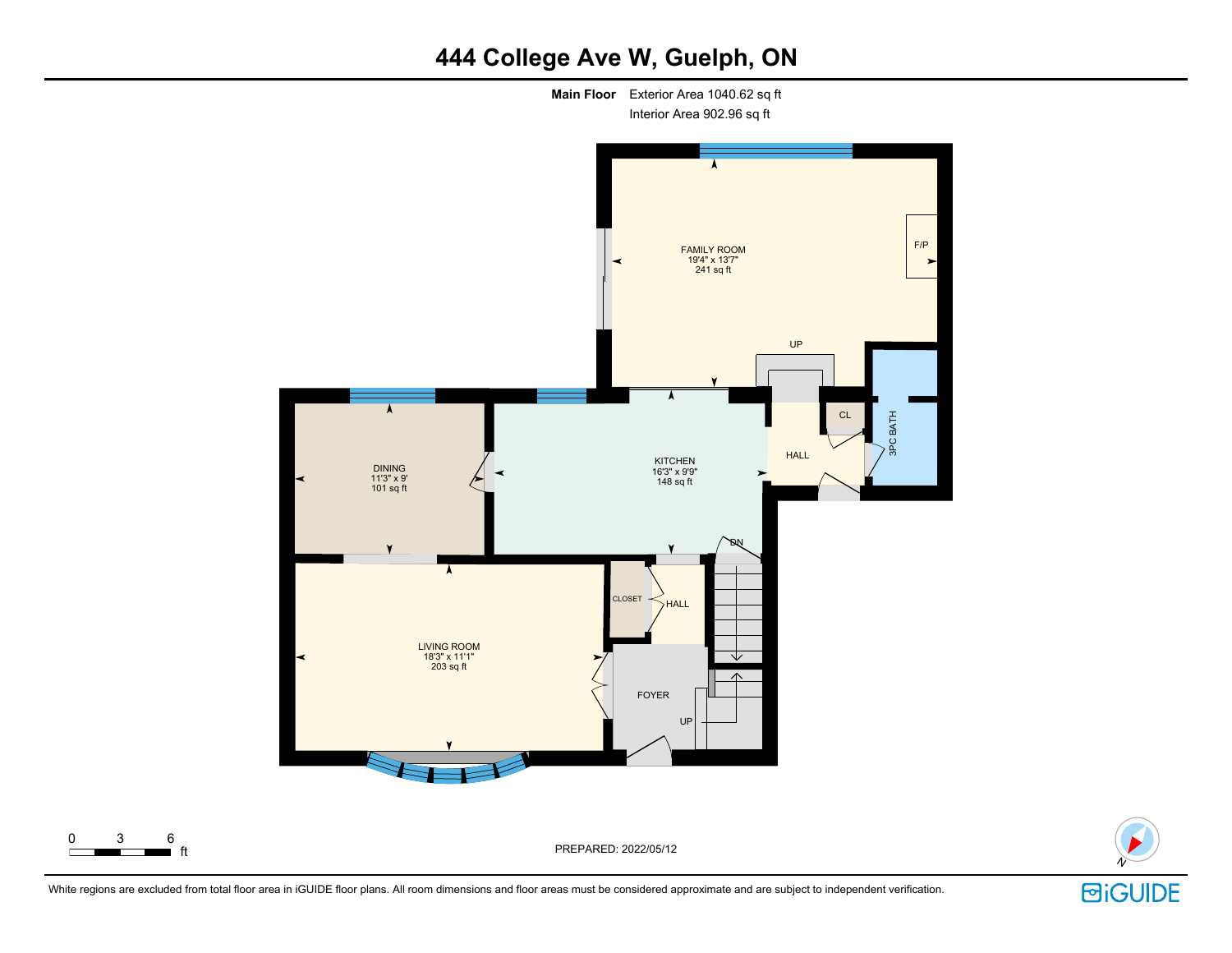# 444 College Ave W, Guelph, ON

**Main Floor** Exterior Area 1040.62 sq ft
Interior Area 902.96 sq ft

FAMILY ROOM
19'4" x 13'7"
241 sq ft

F/P

UP

DINING
11'3" x 9'
101 sq ft

KITCHEN
16'3" x 9'9"
148 sq ft

CL

HALL

3PC BATH

DN

LIVING ROOM
18'3" x 11'1"
203 sq ft

CLOSET

HALL

FOYER

UP

0 3 6 ft

PREPARED: 2022/05/12

White regions are excluded from total floor area in iGUIDE floor plans. All room dimensions and floor areas must be considered approximate and are subject to independent verification.

iGUIDE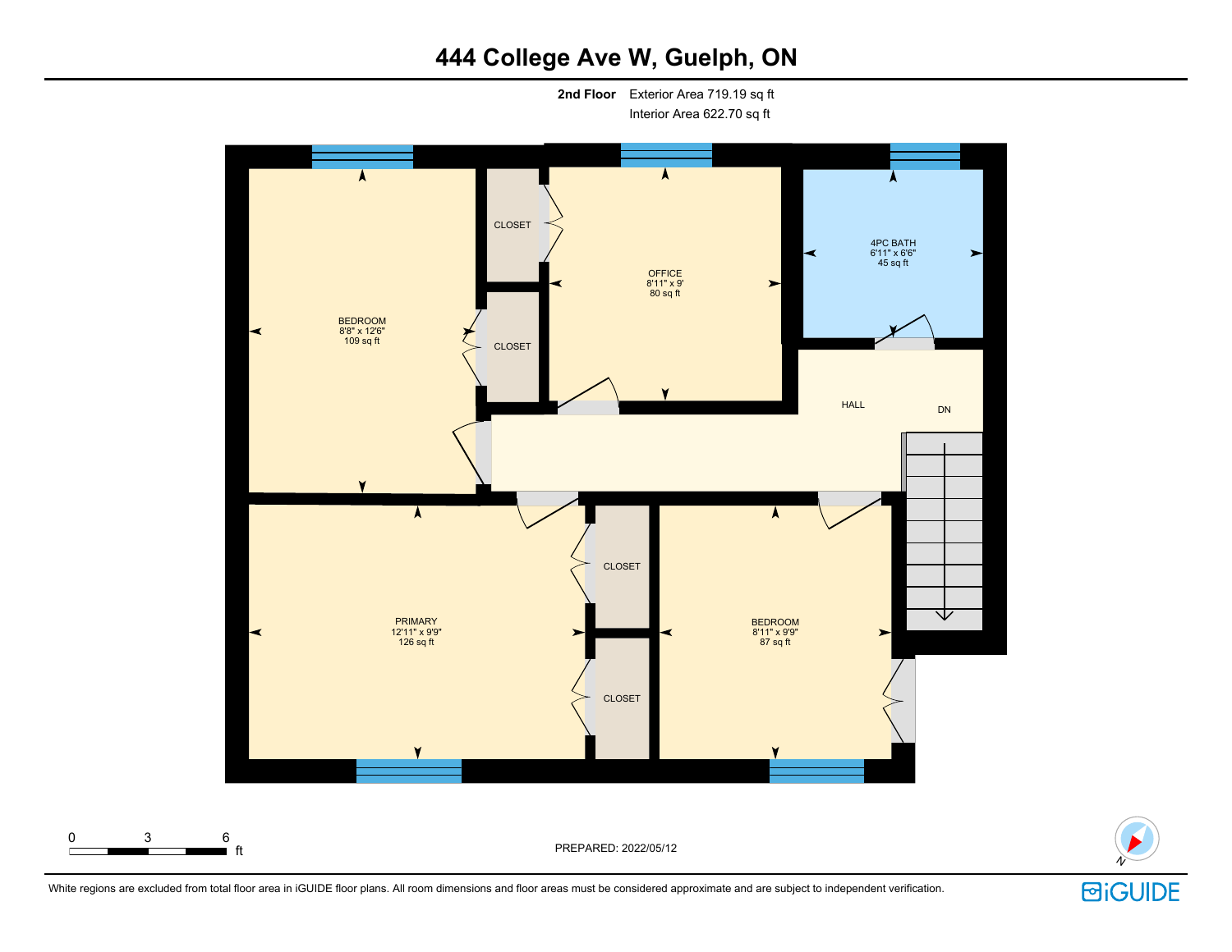# 444 College Ave W, Guelph, ON

**2nd Floor** Exterior Area 719.19 sq ft
Interior Area 622.70 sq ft

CLOSET

OFFICE
8'11" x 9'
80 sq ft

4PC BATH
6'11" x 6'6"
45 sq ft

BEDROOM
8'8" x 12'6"
109 sq ft

CLOSET

HALL

DN

PRIMARY
12'11" x 9'9"
126 sq ft

CLOSET

BEDROOM
8'11" x 9'9"
87 sq ft

CLOSET

0 3 6 ft

PREPARED: 2022/05/12

White regions are excluded from total floor area in iGUIDE floor plans. All room dimensions and floor areas must be considered approximate and are subject to independent verification.

iGUIDE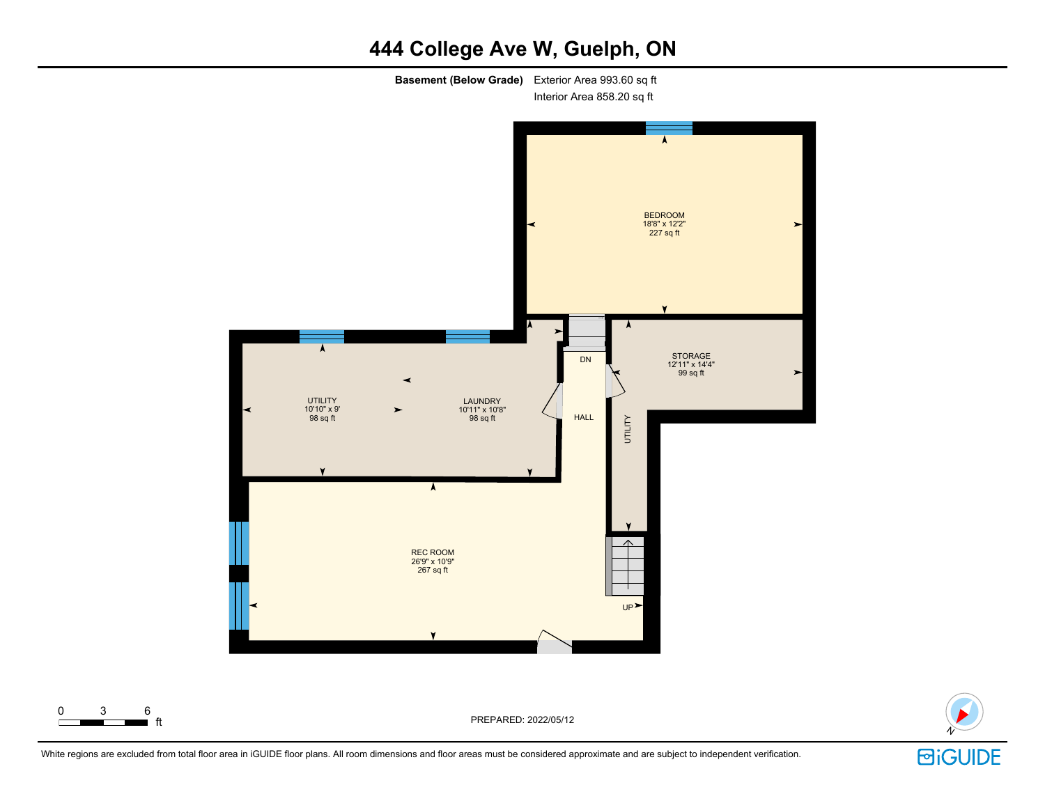# 444 College Ave W, Guelph, ON

**Basement (Below Grade)** Exterior Area 993.60 sq ft
Interior Area 858.20 sq ft

BEDROOM
18'8" x 12'2"
227 sq ft

STORAGE
12'11" x 14'4"
99 sq ft

UTILITY
10'10" x 9'
98 sq ft

LAUNDRY
10'11" x 10'8"
98 sq ft

DN

HALL

UTILITY

REC ROOM
26'9" x 10'9"
267 sq ft

UP

0 3 6 ft

PREPARED: 2022/05/12

White regions are excluded from total floor area in iGUIDE floor plans. All room dimensions and floor areas must be considered approximate and are subject to independent verification.

iGUIDE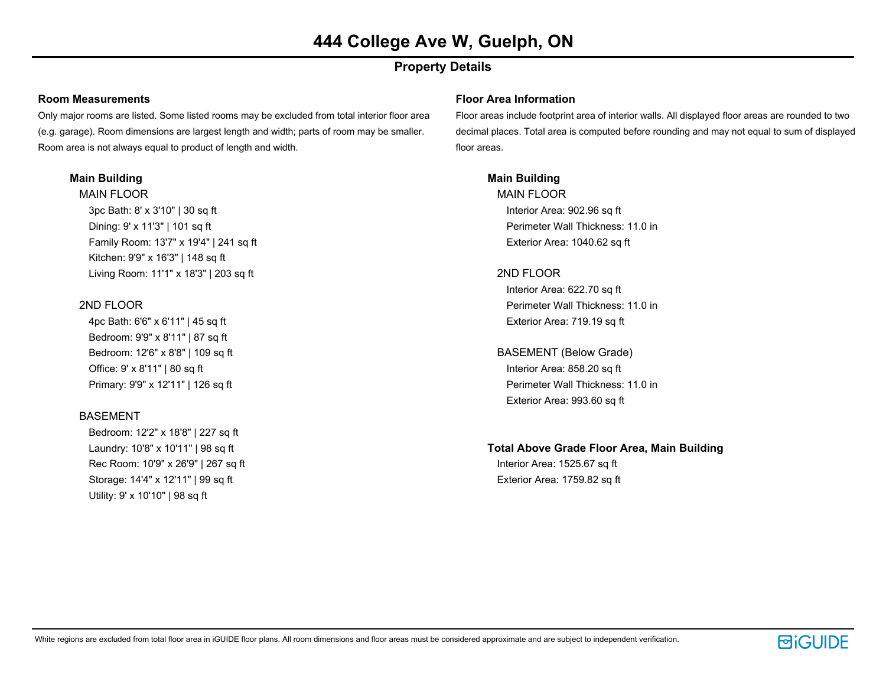# 444 College Ave W, Guelph, ON

## Property Details

### Room Measurements

Only major rooms are listed. Some listed rooms may be excluded from total interior floor area (e.g. garage). Room dimensions are largest length and width; parts of room may be smaller. Room area is not always equal to product of length and width.

**Main Building**

MAIN FLOOR

- 3pc Bath: 8' x 3'10" | 30 sq ft
- Dining: 9' x 11'3" | 101 sq ft
- Family Room: 13'7" x 19'4" | 241 sq ft
- Kitchen: 9'9" x 16'3" | 148 sq ft
- Living Room: 11'1" x 18'3" | 203 sq ft

2ND FLOOR

- 4pc Bath: 6'6" x 6'11" | 45 sq ft
- Bedroom: 9'9" x 8'11" | 87 sq ft
- Bedroom: 12'6" x 8'8" | 109 sq ft
- Office: 9' x 8'11" | 80 sq ft
- Primary: 9'9" x 12'11" | 126 sq ft

BASEMENT

- Bedroom: 12'2" x 18'8" | 227 sq ft
- Laundry: 10'8" x 10'11" | 98 sq ft
- Rec Room: 10'9" x 26'9" | 267 sq ft
- Storage: 14'4" x 12'11" | 99 sq ft
- Utility: 9' x 10'10" | 98 sq ft

### Floor Area Information

Floor areas include footprint area of interior walls. All displayed floor areas are rounded to two decimal places. Total area is computed before rounding and may not equal to sum of displayed floor areas.

**Main Building**

MAIN FLOOR

- Interior Area: 902.96 sq ft
- Perimeter Wall Thickness: 11.0 in
- Exterior Area: 1040.62 sq ft

2ND FLOOR

- Interior Area: 622.70 sq ft
- Perimeter Wall Thickness: 11.0 in
- Exterior Area: 719.19 sq ft

BASEMENT (Below Grade)

- Interior Area: 858.20 sq ft
- Perimeter Wall Thickness: 11.0 in
- Exterior Area: 993.60 sq ft

**Total Above Grade Floor Area, Main Building**

- Interior Area: 1525.67 sq ft
- Exterior Area: 1759.82 sq ft

White regions are excluded from total floor area in iGUIDE floor plans. All room dimensions and floor areas must be considered approximate and are subject to independent verification.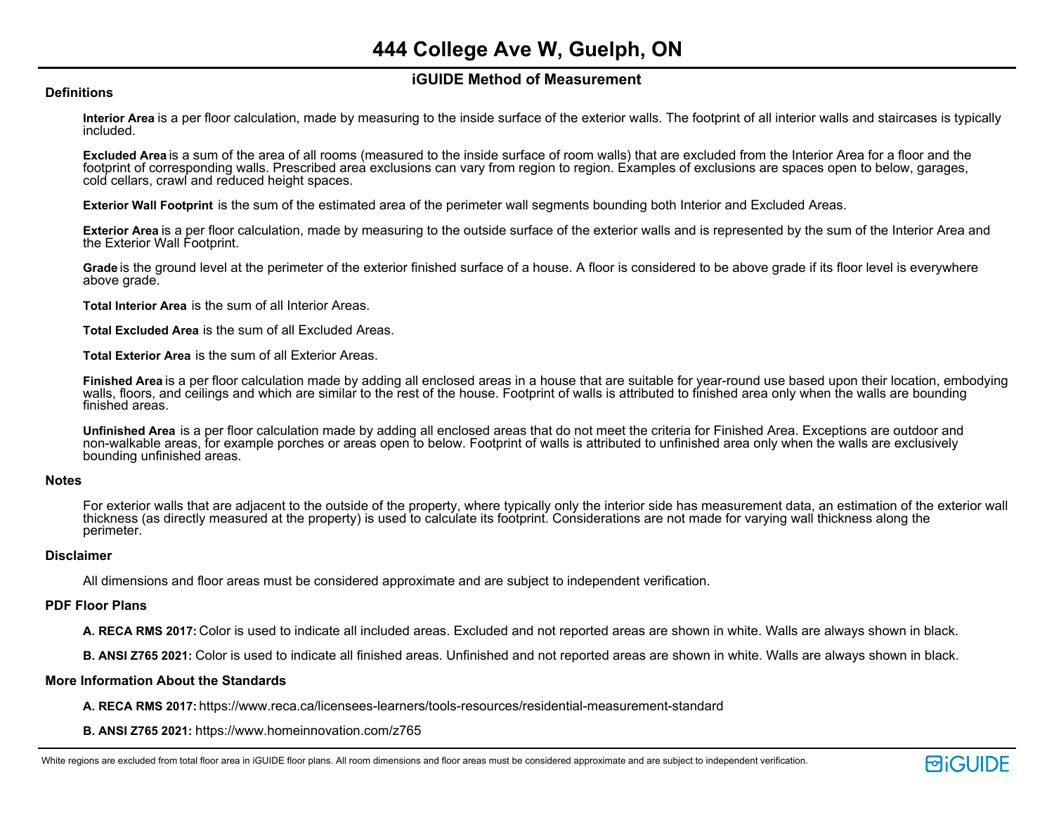# 444 College Ave W, Guelph, ON

## iGUIDE Method of Measurement

### Definitions

**Interior Area** is a per floor calculation, made by measuring to the inside surface of the exterior walls. The footprint of all interior walls and staircases is typically included.

**Excluded Area** is a sum of the area of all rooms (measured to the inside surface of room walls) that are excluded from the Interior Area for a floor and the footprint of corresponding walls. Prescribed area exclusions can vary from region to region. Examples of exclusions are spaces open to below, garages, cold cellars, crawl and reduced height spaces.

**Exterior Wall Footprint** is the sum of the estimated area of the perimeter wall segments bounding both Interior and Excluded Areas.

**Exterior Area** is a per floor calculation, made by measuring to the outside surface of the exterior walls and is represented by the sum of the Interior Area and the Exterior Wall Footprint.

**Grade** is the ground level at the perimeter of the exterior finished surface of a house. A floor is considered to be above grade if its floor level is everywhere above grade.

**Total Interior Area** is the sum of all Interior Areas.

**Total Excluded Area** is the sum of all Excluded Areas.

**Total Exterior Area** is the sum of all Exterior Areas.

**Finished Area** is a per floor calculation made by adding all enclosed areas in a house that are suitable for year-round use based upon their location, embodying walls, floors, and ceilings and which are similar to the rest of the house. Footprint of walls is attributed to finished area only when the walls are bounding finished areas.

**Unfinished Area** is a per floor calculation made by adding all enclosed areas that do not meet the criteria for Finished Area. Exceptions are outdoor and non-walkable areas, for example porches or areas open to below. Footprint of walls is attributed to unfinished area only when the walls are exclusively bounding unfinished areas.

### Notes

For exterior walls that are adjacent to the outside of the property, where typically only the interior side has measurement data, an estimation of the exterior wall thickness (as directly measured at the property) is used to calculate its footprint. Considerations are not made for varying wall thickness along the perimeter.

### Disclaimer

All dimensions and floor areas must be considered approximate and are subject to independent verification.

### PDF Floor Plans

**A. RECA RMS 2017:** Color is used to indicate all included areas. Excluded and not reported areas are shown in white. Walls are always shown in black.

**B. ANSI Z765 2021:** Color is used to indicate all finished areas. Unfinished and not reported areas are shown in white. Walls are always shown in black.

### More Information About the Standards

**A. RECA RMS 2017:** https://www.reca.ca/licensees-learners/tools-resources/residential-measurement-standard

**B. ANSI Z765 2021:** https://www.homeinnovation.com/z765